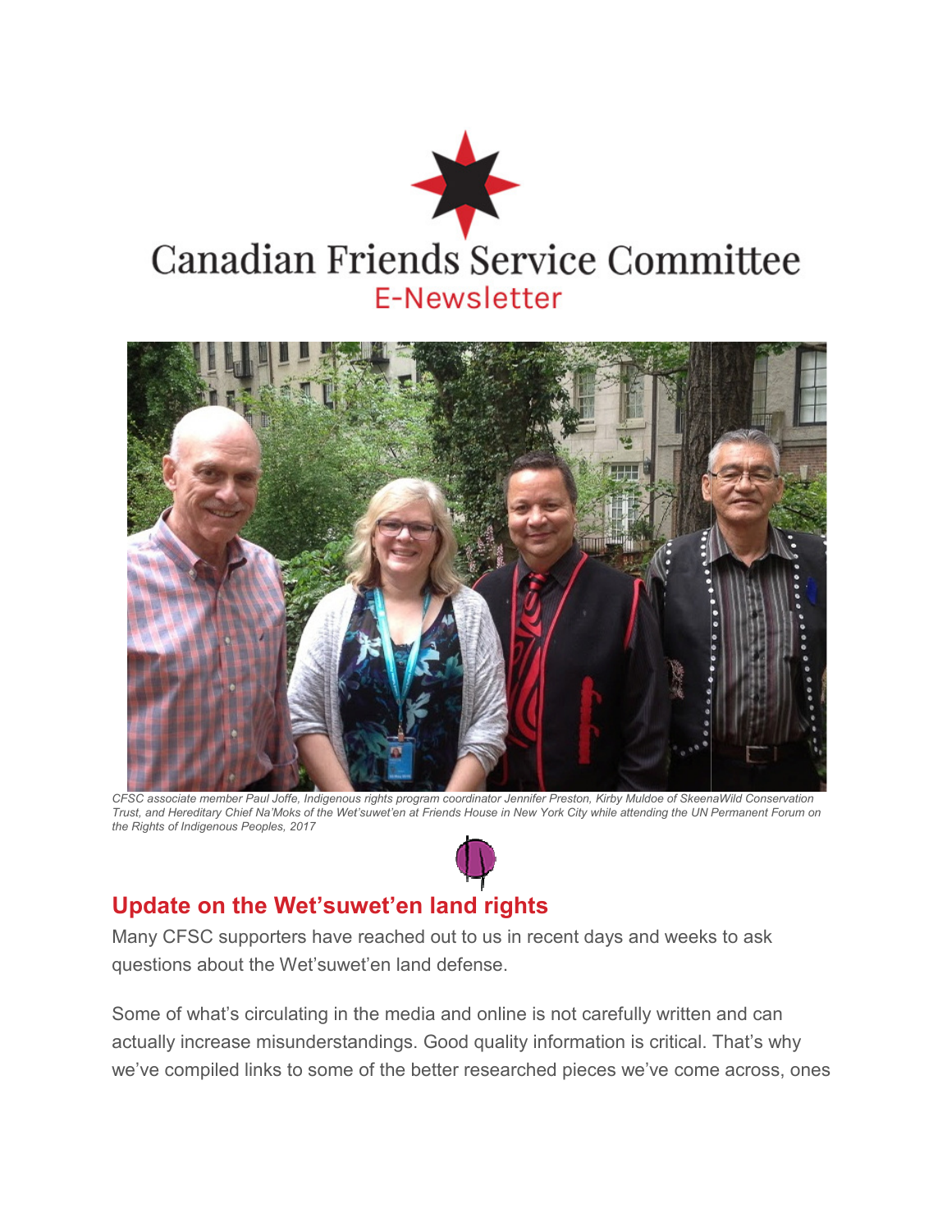# Canadian Friends Service Committee

E-Newsletter

*CFSC associate member Paul Joffe, Indigenous rights program coordinator Jennifer Preston, Kirby Muldoe of SkeenaWild Conservation Trust, and Hereditary Chief Na'Moks of the Wet'suwet'en at Friends House in New York City while attending the UN Permanent Forum on the Rights of Indigenous Peoples, 2017*

## Update on the Wet'suwet'en land rights

Many CFSC supporters have reached out to us in recent days and weeks to ask questions about the Wet'suwet'en land defense.

Some of what's circulating in the media and online is not carefully written and can actually increase misunderstandings. Good quality information is critical. That's why we've compiled links to some of the better researched pieces we've come across, ones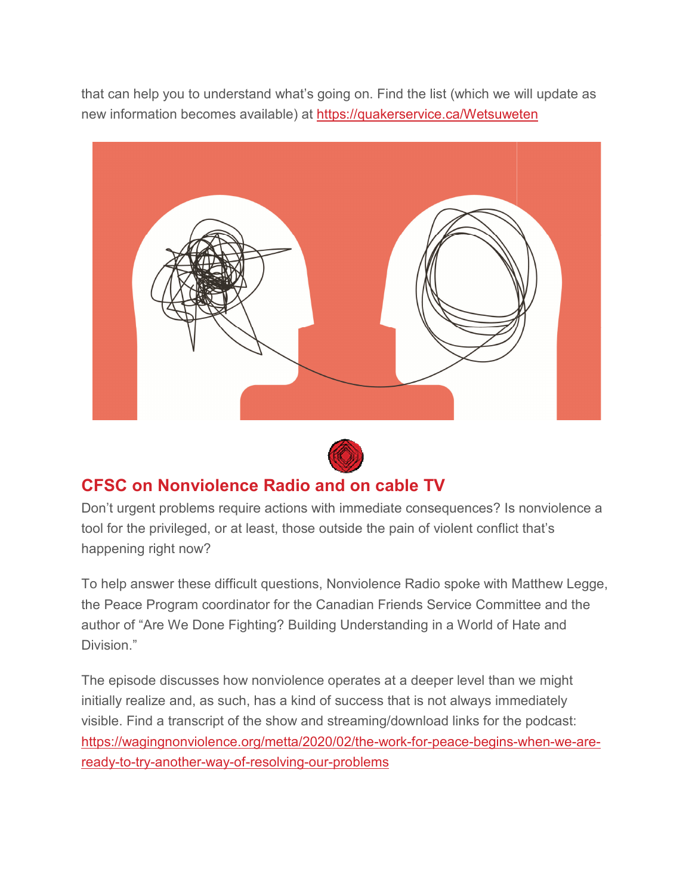that can help you to understand what's going on. Find the list (which we will update as new information becomes available) at https://quakerservice.ca/Wetsuweten

## CFSC on Nonviolence Radio and on cable TV

Don't urgent problems require actions with immediate consequences? Is nonviolence a tool for the privileged, or at least, those outside the pain of violent conflict that's happening right now?

To help answer these difficult questions, Nonviolence Radio spoke with Matthew Legge, the Peace Program coordinator for the Canadian Friends Service Committee and the author of "Are We Done Fighting? Building Understanding in a World of Hate and Division."

The episode discusses how nonviolence operates at a deeper level than we might initially realize and, as such, has a kind of success that is not always immediately visible. Find a transcript of the show and streaming/download links for the podcast: https://wagingnonviolence.org/metta/2020/02/the-work-for-peace-begins-when-we-are-ready-to-try-another-way-of-resolving-our-problems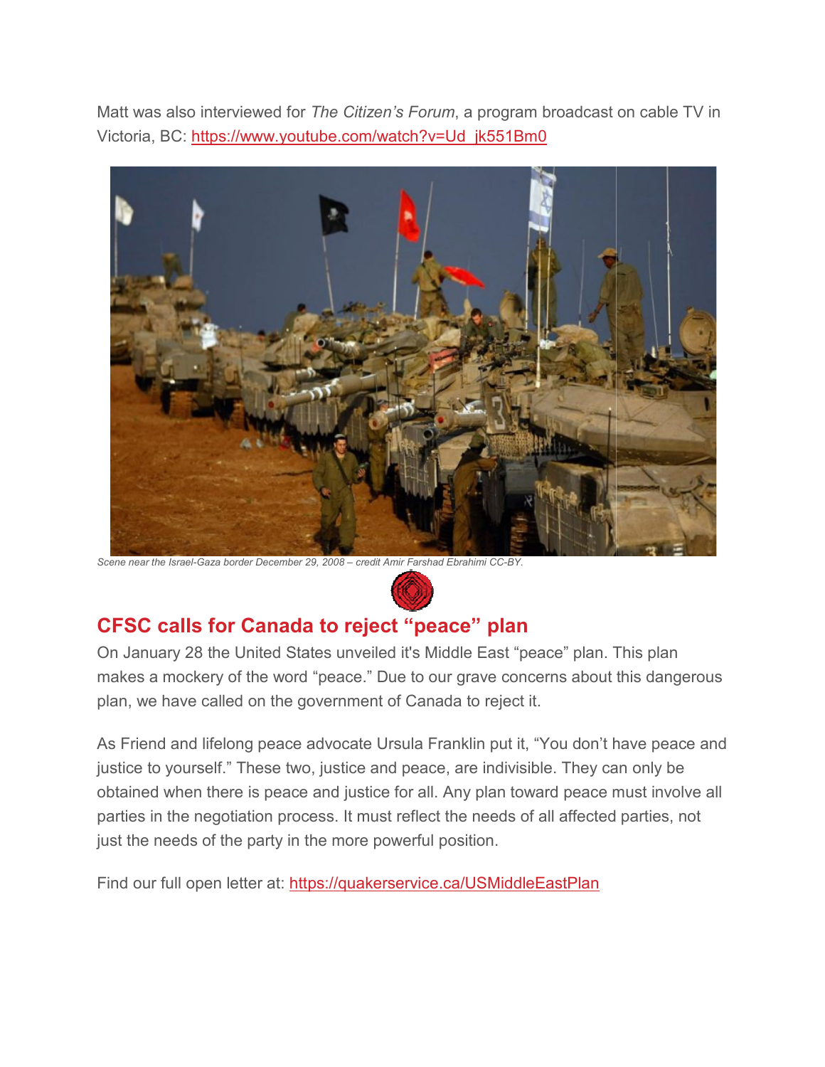Matt was also interviewed for *The Citizen's Forum*, a program broadcast on cable TV in Victoria, BC: https://www.youtube.com/watch?v=Ud_jk551Bm0

*Scene near the Israel-Gaza border December 29, 2008 – credit Amir Farshad Ebrahimi CC-BY.*

## CFSC calls for Canada to reject "peace" plan

On January 28 the United States unveiled it's Middle East "peace" plan. This plan makes a mockery of the word "peace." Due to our grave concerns about this dangerous plan, we have called on the government of Canada to reject it.

As Friend and lifelong peace advocate Ursula Franklin put it, "You don't have peace and justice to yourself." These two, justice and peace, are indivisible. They can only be obtained when there is peace and justice for all. Any plan toward peace must involve all parties in the negotiation process. It must reflect the needs of all affected parties, not just the needs of the party in the more powerful position.

Find our full open letter at: https://quakerservice.ca/USMiddleEastPlan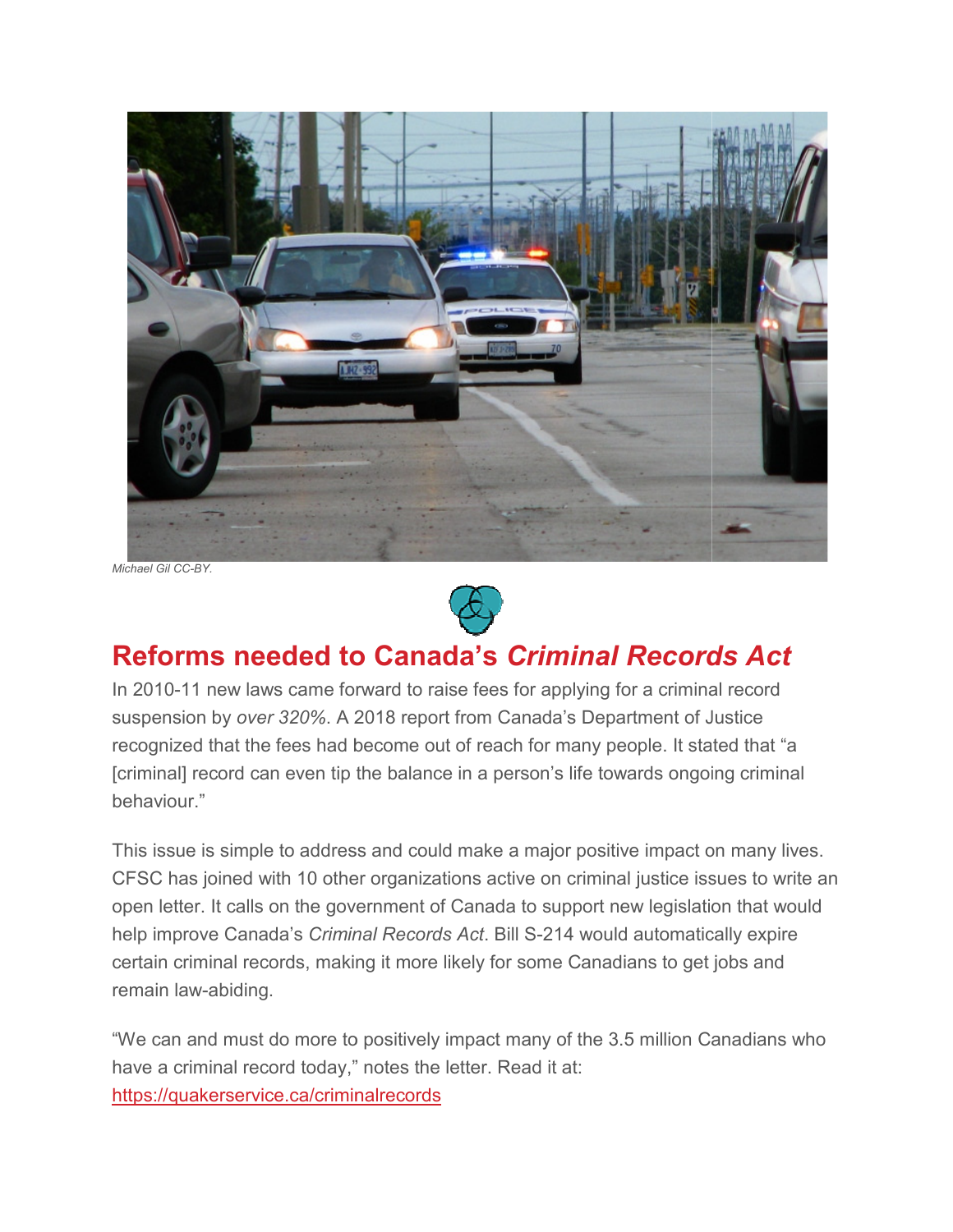Michael Gil CC-BY.

## Reforms needed to Canada's *Criminal Records Act*

In 2010-11 new laws came forward to raise fees for applying for a criminal record suspension by *over 320%*. A 2018 report from Canada's Department of Justice recognized that the fees had become out of reach for many people. It stated that "a [criminal] record can even tip the balance in a person's life towards ongoing criminal behaviour."

This issue is simple to address and could make a major positive impact on many lives. CFSC has joined with 10 other organizations active on criminal justice issues to write an open letter. It calls on the government of Canada to support new legislation that would help improve Canada's *Criminal Records Act*. Bill S-214 would automatically expire certain criminal records, making it more likely for some Canadians to get jobs and remain law-abiding.

"We can and must do more to positively impact many of the 3.5 million Canadians who have a criminal record today," notes the letter. Read it at: https://quakerservice.ca/criminalrecords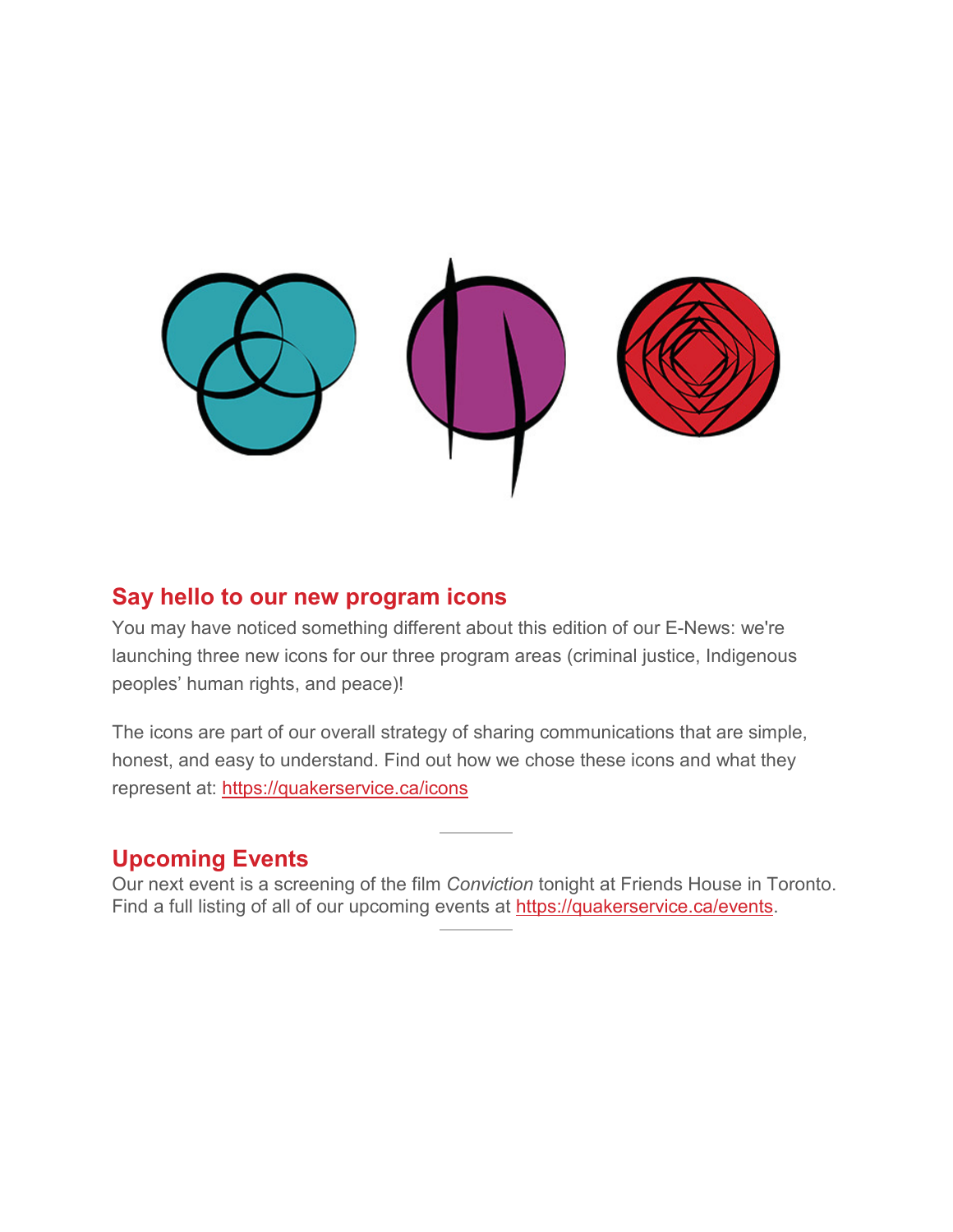## Say hello to our new program icons

You may have noticed something different about this edition of our E-News: we're launching three new icons for our three program areas (criminal justice, Indigenous peoples' human rights, and peace)!

The icons are part of our overall strategy of sharing communications that are simple, honest, and easy to understand. Find out how we chose these icons and what they represent at: https://quakerservice.ca/icons

---

## Upcoming Events

Our next event is a screening of the film *Conviction* tonight at Friends House in Toronto. Find a full listing of all of our upcoming events at https://quakerservice.ca/events.

---